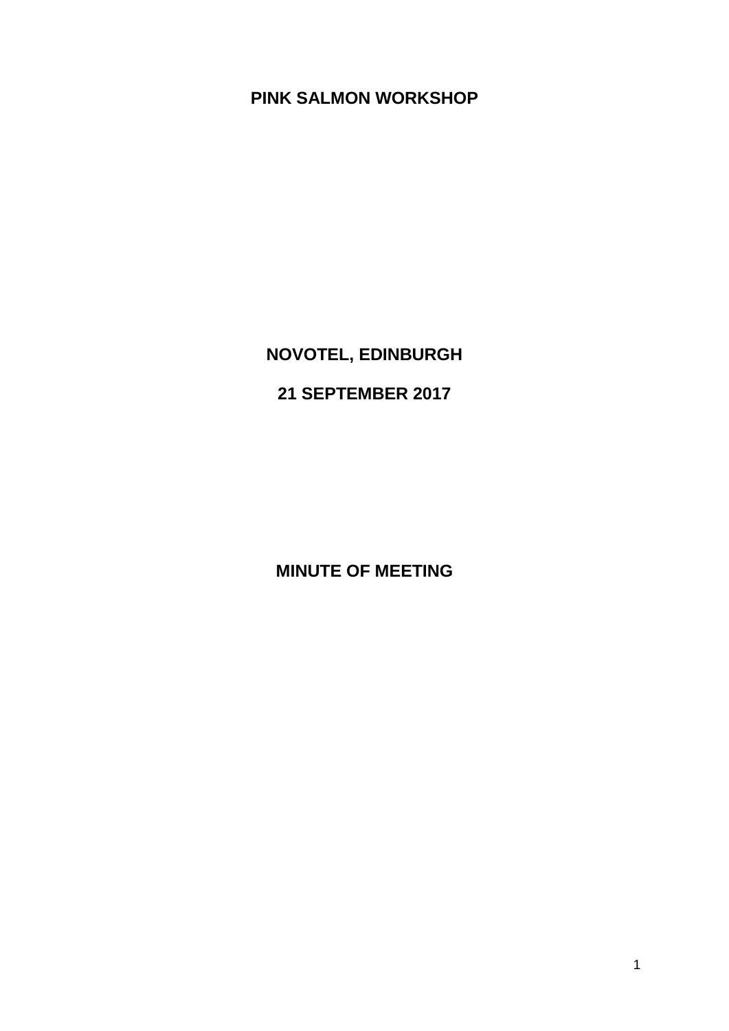# PINK SALMON WORKSHOP

**NOVOTEL, EDINBURGH**

**21 SEPTEMBER 2017**

**MINUTE OF MEETING**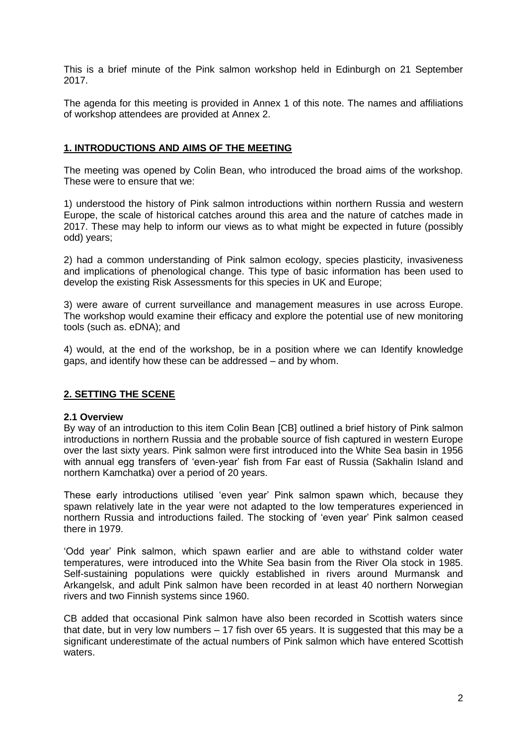This is a brief minute of the Pink salmon workshop held in Edinburgh on 21 September 2017.

The agenda for this meeting is provided in Annex 1 of this note. The names and affiliations of workshop attendees are provided at Annex 2.

## 1. INTRODUCTIONS AND AIMS OF THE MEETING

The meeting was opened by Colin Bean, who introduced the broad aims of the workshop. These were to ensure that we:

1) understood the history of Pink salmon introductions within northern Russia and western Europe, the scale of historical catches around this area and the nature of catches made in 2017. These may help to inform our views as to what might be expected in future (possibly odd) years;

2) had a common understanding of Pink salmon ecology, species plasticity, invasiveness and implications of phenological change. This type of basic information has been used to develop the existing Risk Assessments for this species in UK and Europe;

3) were aware of current surveillance and management measures in use across Europe. The workshop would examine their efficacy and explore the potential use of new monitoring tools (such as. eDNA); and

4) would, at the end of the workshop, be in a position where we can Identify knowledge gaps, and identify how these can be addressed – and by whom.

## 2. SETTING THE SCENE

### 2.1 Overview

By way of an introduction to this item Colin Bean [CB] outlined a brief history of Pink salmon introductions in northern Russia and the probable source of fish captured in western Europe over the last sixty years. Pink salmon were first introduced into the White Sea basin in 1956 with annual egg transfers of 'even-year' fish from Far east of Russia (Sakhalin Island and northern Kamchatka) over a period of 20 years.

These early introductions utilised 'even year' Pink salmon spawn which, because they spawn relatively late in the year were not adapted to the low temperatures experienced in northern Russia and introductions failed. The stocking of 'even year' Pink salmon ceased there in 1979.

'Odd year' Pink salmon, which spawn earlier and are able to withstand colder water temperatures, were introduced into the White Sea basin from the River Ola stock in 1985. Self-sustaining populations were quickly established in rivers around Murmansk and Arkangelsk, and adult Pink salmon have been recorded in at least 40 northern Norwegian rivers and two Finnish systems since 1960.

CB added that occasional Pink salmon have also been recorded in Scottish waters since that date, but in very low numbers – 17 fish over 65 years. It is suggested that this may be a significant underestimate of the actual numbers of Pink salmon which have entered Scottish waters.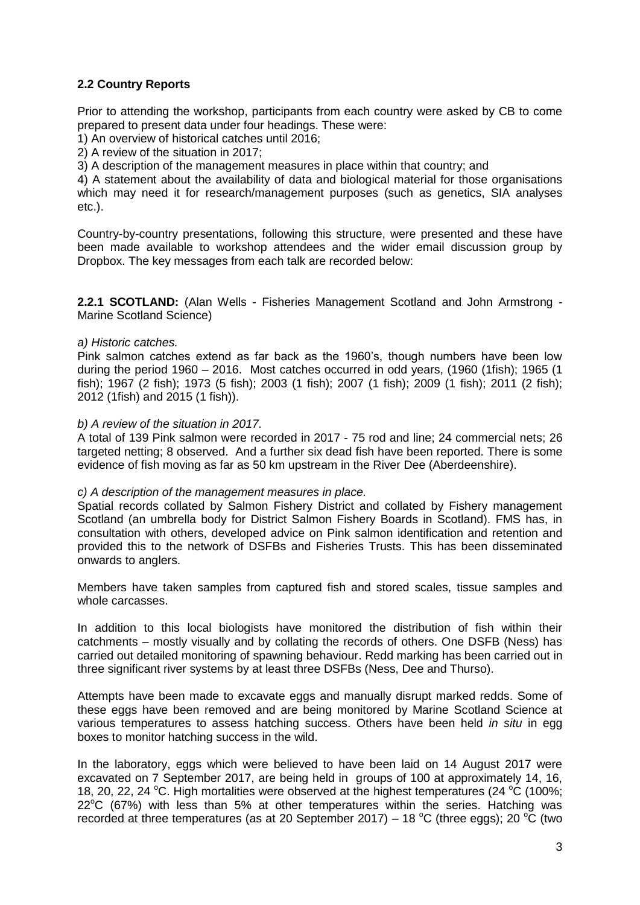**2.2 Country Reports**

Prior to attending the workshop, participants from each country were asked by CB to come prepared to present data under four headings. These were:

1) An overview of historical catches until 2016;
2) A review of the situation in 2017;
3) A description of the management measures in place within that country; and
4) A statement about the availability of data and biological material for those organisations which may need it for research/management purposes (such as genetics, SIA analyses etc.).

Country-by-country presentations, following this structure, were presented and these have been made available to workshop attendees and the wider email discussion group by Dropbox. The key messages from each talk are recorded below:

**2.2.1 SCOTLAND:** (Alan Wells - Fisheries Management Scotland and John Armstrong - Marine Scotland Science)

*a) Historic catches.*

Pink salmon catches extend as far back as the 1960's, though numbers have been low during the period 1960 – 2016. Most catches occurred in odd years, (1960 (1fish); 1965 (1 fish); 1967 (2 fish); 1973 (5 fish); 2003 (1 fish); 2007 (1 fish); 2009 (1 fish); 2011 (2 fish); 2012 (1fish) and 2015 (1 fish)).

*b) A review of the situation in 2017.*

A total of 139 Pink salmon were recorded in 2017 - 75 rod and line; 24 commercial nets; 26 targeted netting; 8 observed. And a further six dead fish have been reported. There is some evidence of fish moving as far as 50 km upstream in the River Dee (Aberdeenshire).

*c) A description of the management measures in place.*

Spatial records collated by Salmon Fishery District and collated by Fishery management Scotland (an umbrella body for District Salmon Fishery Boards in Scotland). FMS has, in consultation with others, developed advice on Pink salmon identification and retention and provided this to the network of DSFBs and Fisheries Trusts. This has been disseminated onwards to anglers.

Members have taken samples from captured fish and stored scales, tissue samples and whole carcasses.

In addition to this local biologists have monitored the distribution of fish within their catchments – mostly visually and by collating the records of others. One DSFB (Ness) has carried out detailed monitoring of spawning behaviour. Redd marking has been carried out in three significant river systems by at least three DSFBs (Ness, Dee and Thurso).

Attempts have been made to excavate eggs and manually disrupt marked redds. Some of these eggs have been removed and are being monitored by Marine Scotland Science at various temperatures to assess hatching success. Others have been held *in situ* in egg boxes to monitor hatching success in the wild.

In the laboratory, eggs which were believed to have been laid on 14 August 2017 were excavated on 7 September 2017, are being held in groups of 100 at approximately 14, 16, 18, 20, 22, 24 °C. High mortalities were observed at the highest temperatures (24 °C (100%; 22°C (67%) with less than 5% at other temperatures within the series. Hatching was recorded at three temperatures (as at 20 September 2017) – 18 °C (three eggs); 20 °C (two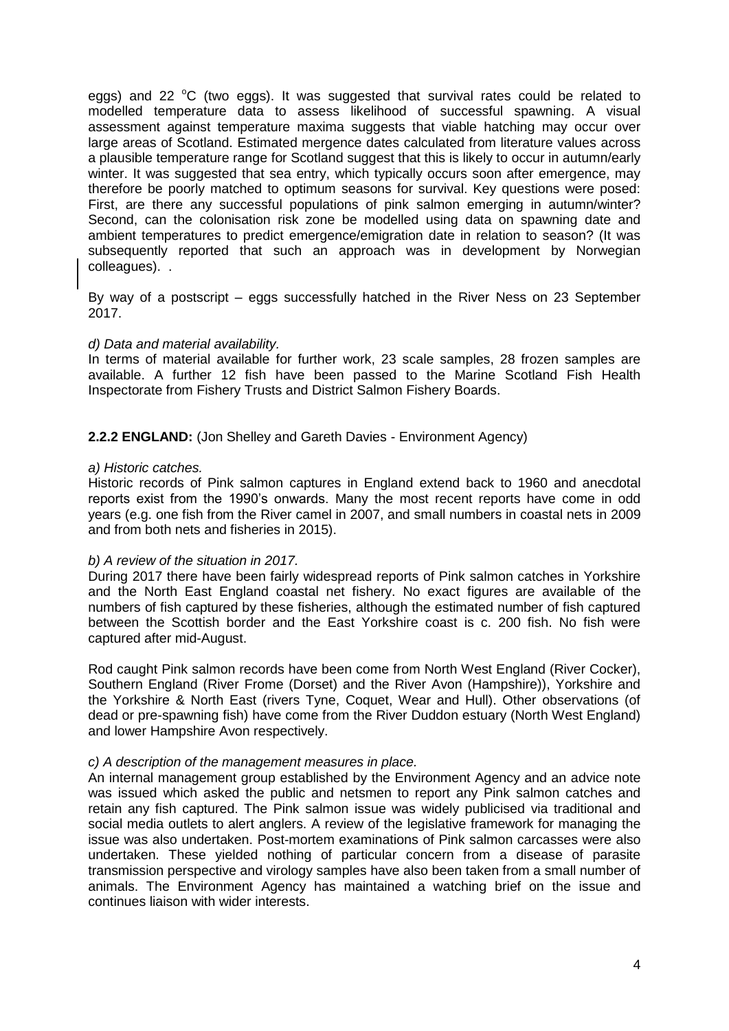eggs) and 22 °C (two eggs). It was suggested that survival rates could be related to modelled temperature data to assess likelihood of successful spawning. A visual assessment against temperature maxima suggests that viable hatching may occur over large areas of Scotland. Estimated mergence dates calculated from literature values across a plausible temperature range for Scotland suggest that this is likely to occur in autumn/early winter. It was suggested that sea entry, which typically occurs soon after emergence, may therefore be poorly matched to optimum seasons for survival. Key questions were posed: First, are there any successful populations of pink salmon emerging in autumn/winter? Second, can the colonisation risk zone be modelled using data on spawning date and ambient temperatures to predict emergence/emigration date in relation to season? (It was subsequently reported that such an approach was in development by Norwegian colleagues). .

By way of a postscript – eggs successfully hatched in the River Ness on 23 September 2017.

*d) Data and material availability.*

In terms of material available for further work, 23 scale samples, 28 frozen samples are available. A further 12 fish have been passed to the Marine Scotland Fish Health Inspectorate from Fishery Trusts and District Salmon Fishery Boards.

**2.2.2 ENGLAND:** (Jon Shelley and Gareth Davies - Environment Agency)

*a) Historic catches.*

Historic records of Pink salmon captures in England extend back to 1960 and anecdotal reports exist from the 1990's onwards. Many the most recent reports have come in odd years (e.g. one fish from the River camel in 2007, and small numbers in coastal nets in 2009 and from both nets and fisheries in 2015).

*b) A review of the situation in 2017.*

During 2017 there have been fairly widespread reports of Pink salmon catches in Yorkshire and the North East England coastal net fishery. No exact figures are available of the numbers of fish captured by these fisheries, although the estimated number of fish captured between the Scottish border and the East Yorkshire coast is c. 200 fish. No fish were captured after mid-August.

Rod caught Pink salmon records have been come from North West England (River Cocker), Southern England (River Frome (Dorset) and the River Avon (Hampshire)), Yorkshire and the Yorkshire & North East (rivers Tyne, Coquet, Wear and Hull). Other observations (of dead or pre-spawning fish) have come from the River Duddon estuary (North West England) and lower Hampshire Avon respectively.

*c) A description of the management measures in place.*

An internal management group established by the Environment Agency and an advice note was issued which asked the public and netsmen to report any Pink salmon catches and retain any fish captured. The Pink salmon issue was widely publicised via traditional and social media outlets to alert anglers. A review of the legislative framework for managing the issue was also undertaken. Post-mortem examinations of Pink salmon carcasses were also undertaken. These yielded nothing of particular concern from a disease of parasite transmission perspective and virology samples have also been taken from a small number of animals. The Environment Agency has maintained a watching brief on the issue and continues liaison with wider interests.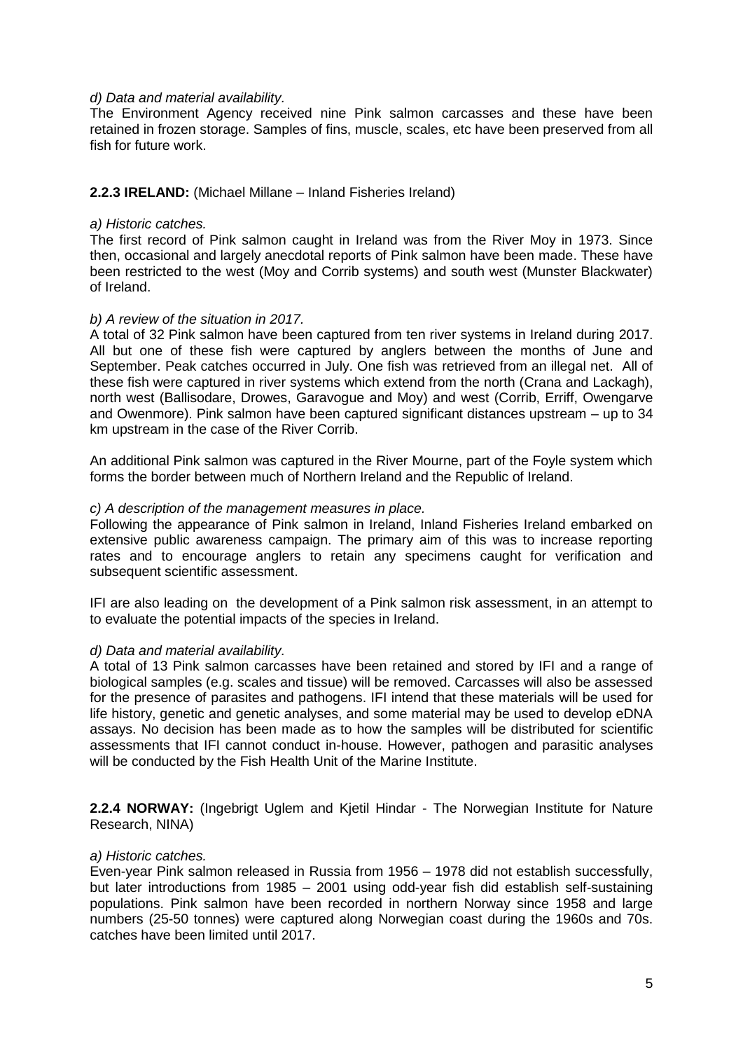*d) Data and material availability.*

The Environment Agency received nine Pink salmon carcasses and these have been retained in frozen storage. Samples of fins, muscle, scales, etc have been preserved from all fish for future work.

**2.2.3 IRELAND:** (Michael Millane – Inland Fisheries Ireland)

*a) Historic catches.*

The first record of Pink salmon caught in Ireland was from the River Moy in 1973. Since then, occasional and largely anecdotal reports of Pink salmon have been made. These have been restricted to the west (Moy and Corrib systems) and south west (Munster Blackwater) of Ireland.

*b) A review of the situation in 2017.*

A total of 32 Pink salmon have been captured from ten river systems in Ireland during 2017. All but one of these fish were captured by anglers between the months of June and September. Peak catches occurred in July. One fish was retrieved from an illegal net. All of these fish were captured in river systems which extend from the north (Crana and Lackagh), north west (Ballisodare, Drowes, Garavogue and Moy) and west (Corrib, Erriff, Owengarve and Owenmore). Pink salmon have been captured significant distances upstream – up to 34 km upstream in the case of the River Corrib.

An additional Pink salmon was captured in the River Mourne, part of the Foyle system which forms the border between much of Northern Ireland and the Republic of Ireland.

*c) A description of the management measures in place.*

Following the appearance of Pink salmon in Ireland, Inland Fisheries Ireland embarked on extensive public awareness campaign. The primary aim of this was to increase reporting rates and to encourage anglers to retain any specimens caught for verification and subsequent scientific assessment.

IFI are also leading on the development of a Pink salmon risk assessment, in an attempt to to evaluate the potential impacts of the species in Ireland.

*d) Data and material availability.*

A total of 13 Pink salmon carcasses have been retained and stored by IFI and a range of biological samples (e.g. scales and tissue) will be removed. Carcasses will also be assessed for the presence of parasites and pathogens. IFI intend that these materials will be used for life history, genetic and genetic analyses, and some material may be used to develop eDNA assays. No decision has been made as to how the samples will be distributed for scientific assessments that IFI cannot conduct in-house. However, pathogen and parasitic analyses will be conducted by the Fish Health Unit of the Marine Institute.

**2.2.4 NORWAY:** (Ingebrigt Uglem and Kjetil Hindar - The Norwegian Institute for Nature Research, NINA)

*a) Historic catches.*

Even-year Pink salmon released in Russia from 1956 – 1978 did not establish successfully, but later introductions from 1985 – 2001 using odd-year fish did establish self-sustaining populations. Pink salmon have been recorded in northern Norway since 1958 and large numbers (25-50 tonnes) were captured along Norwegian coast during the 1960s and 70s. catches have been limited until 2017.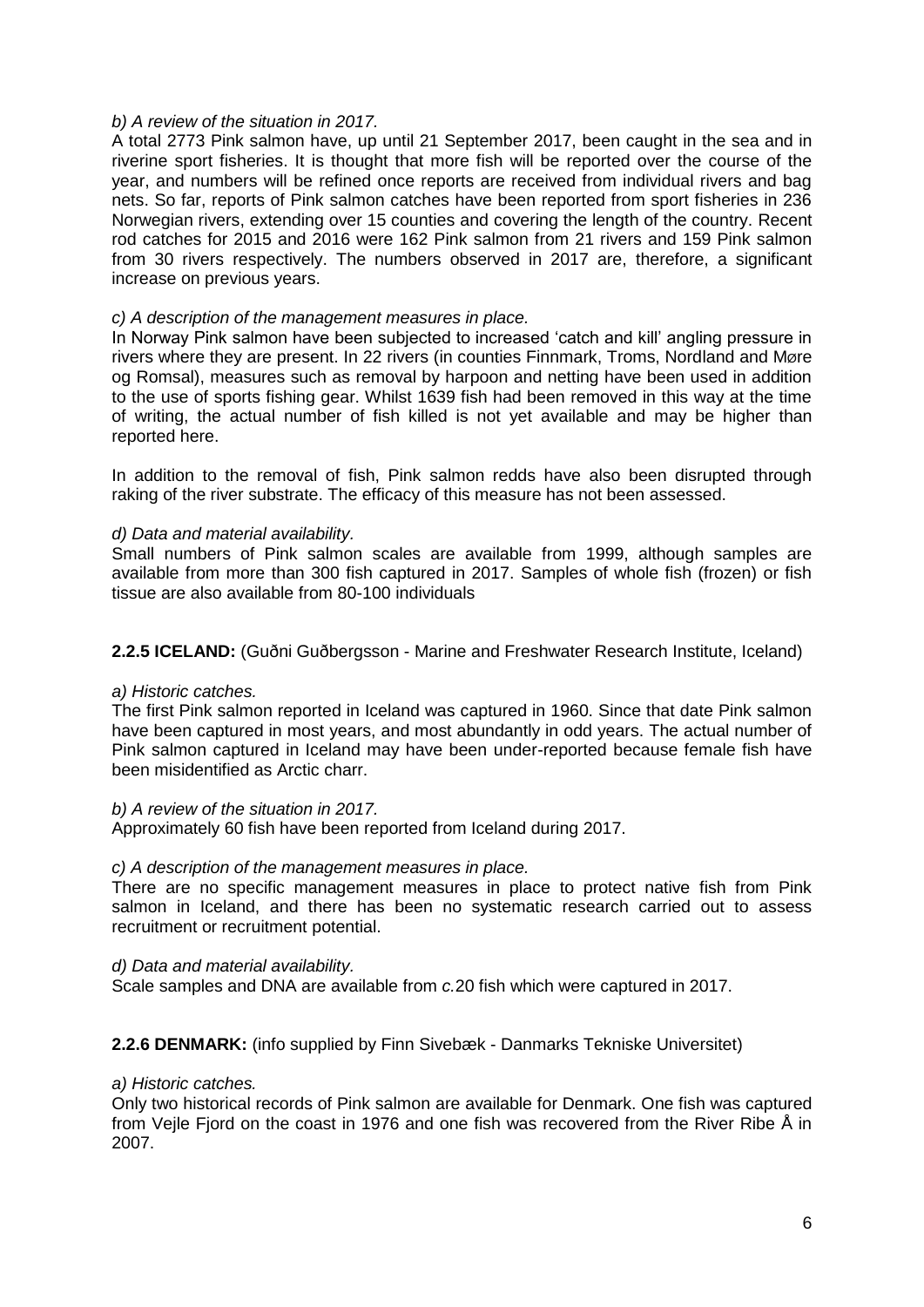*b) A review of the situation in 2017.*

A total 2773 Pink salmon have, up until 21 September 2017, been caught in the sea and in riverine sport fisheries. It is thought that more fish will be reported over the course of the year, and numbers will be refined once reports are received from individual rivers and bag nets. So far, reports of Pink salmon catches have been reported from sport fisheries in 236 Norwegian rivers, extending over 15 counties and covering the length of the country. Recent rod catches for 2015 and 2016 were 162 Pink salmon from 21 rivers and 159 Pink salmon from 30 rivers respectively. The numbers observed in 2017 are, therefore, a significant increase on previous years.

*c) A description of the management measures in place.*

In Norway Pink salmon have been subjected to increased 'catch and kill' angling pressure in rivers where they are present. In 22 rivers (in counties Finnmark, Troms, Nordland and Møre og Romsal), measures such as removal by harpoon and netting have been used in addition to the use of sports fishing gear. Whilst 1639 fish had been removed in this way at the time of writing, the actual number of fish killed is not yet available and may be higher than reported here.

In addition to the removal of fish, Pink salmon redds have also been disrupted through raking of the river substrate. The efficacy of this measure has not been assessed.

*d) Data and material availability.*

Small numbers of Pink salmon scales are available from 1999, although samples are available from more than 300 fish captured in 2017. Samples of whole fish (frozen) or fish tissue are also available from 80-100 individuals

**2.2.5 ICELAND:** (Guðni Guðbergsson - Marine and Freshwater Research Institute, Iceland)

*a) Historic catches.*

The first Pink salmon reported in Iceland was captured in 1960. Since that date Pink salmon have been captured in most years, and most abundantly in odd years. The actual number of Pink salmon captured in Iceland may have been under-reported because female fish have been misidentified as Arctic charr.

*b) A review of the situation in 2017.*

Approximately 60 fish have been reported from Iceland during 2017.

*c) A description of the management measures in place.*

There are no specific management measures in place to protect native fish from Pink salmon in Iceland, and there has been no systematic research carried out to assess recruitment or recruitment potential.

*d) Data and material availability.*

Scale samples and DNA are available from *c.*20 fish which were captured in 2017.

**2.2.6 DENMARK:** (info supplied by Finn Sivebæk - Danmarks Tekniske Universitet)

*a) Historic catches.*

Only two historical records of Pink salmon are available for Denmark. One fish was captured from Vejle Fjord on the coast in 1976 and one fish was recovered from the River Ribe Å in 2007.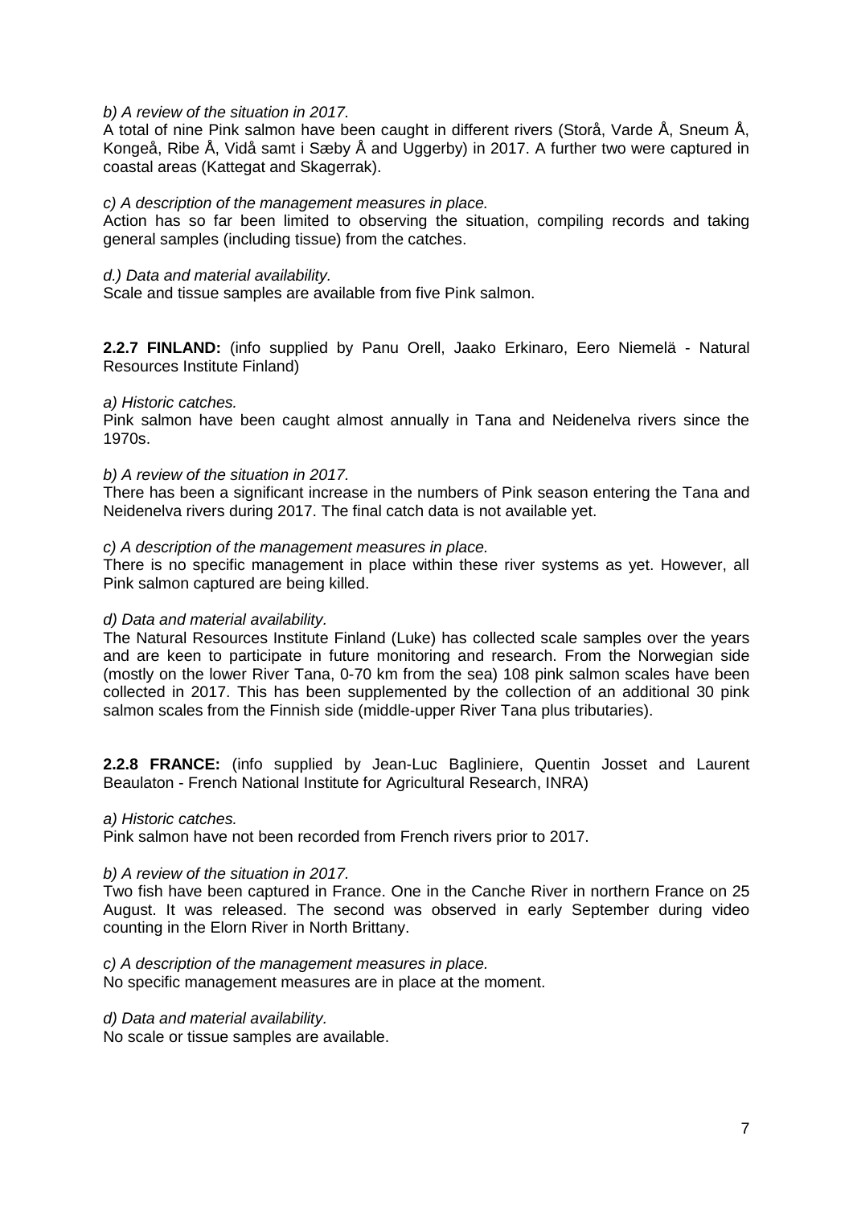*b) A review of the situation in 2017.*

A total of nine Pink salmon have been caught in different rivers (Storå, Varde Å, Sneum Å, Kongeå, Ribe Å, Vidå samt i Sæby Å and Uggerby) in 2017. A further two were captured in coastal areas (Kattegat and Skagerrak).

*c) A description of the management measures in place.*

Action has so far been limited to observing the situation, compiling records and taking general samples (including tissue) from the catches.

*d.) Data and material availability.*

Scale and tissue samples are available from five Pink salmon.

**2.2.7 FINLAND:** (info supplied by Panu Orell, Jaako Erkinaro, Eero Niemelä - Natural Resources Institute Finland)

*a) Historic catches.*

Pink salmon have been caught almost annually in Tana and Neidenelva rivers since the 1970s.

*b) A review of the situation in 2017.*

There has been a significant increase in the numbers of Pink season entering the Tana and Neidenelva rivers during 2017. The final catch data is not available yet.

*c) A description of the management measures in place.*

There is no specific management in place within these river systems as yet. However, all Pink salmon captured are being killed.

*d) Data and material availability.*

The Natural Resources Institute Finland (Luke) has collected scale samples over the years and are keen to participate in future monitoring and research. From the Norwegian side (mostly on the lower River Tana, 0-70 km from the sea) 108 pink salmon scales have been collected in 2017. This has been supplemented by the collection of an additional 30 pink salmon scales from the Finnish side (middle-upper River Tana plus tributaries).

**2.2.8 FRANCE:** (info supplied by Jean-Luc Bagliniere, Quentin Josset and Laurent Beaulaton - French National Institute for Agricultural Research, INRA)

*a) Historic catches.*

Pink salmon have not been recorded from French rivers prior to 2017.

*b) A review of the situation in 2017.*

Two fish have been captured in France. One in the Canche River in northern France on 25 August. It was released. The second was observed in early September during video counting in the Elorn River in North Brittany.

*c) A description of the management measures in place.*

No specific management measures are in place at the moment.

*d) Data and material availability.*

No scale or tissue samples are available.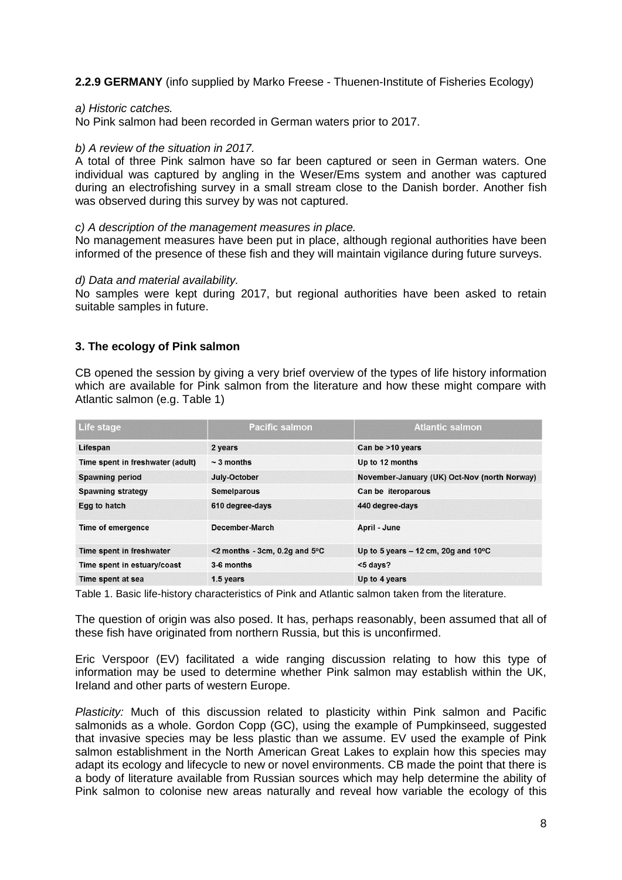**2.2.9 GERMANY** (info supplied by Marko Freese - Thuenen-Institute of Fisheries Ecology)

*a) Historic catches.*

No Pink salmon had been recorded in German waters prior to 2017.

*b) A review of the situation in 2017.*

A total of three Pink salmon have so far been captured or seen in German waters. One individual was captured by angling in the Weser/Ems system and another was captured during an electrofishing survey in a small stream close to the Danish border. Another fish was observed during this survey by was not captured.

*c) A description of the management measures in place.*

No management measures have been put in place, although regional authorities have been informed of the presence of these fish and they will maintain vigilance during future surveys.

*d) Data and material availability.*

No samples were kept during 2017, but regional authorities have been asked to retain suitable samples in future.

## 3. The ecology of Pink salmon

CB opened the session by giving a very brief overview of the types of life history information which are available for Pink salmon from the literature and how these might compare with Atlantic salmon (e.g. Table 1)

| Life stage | Pacific salmon | Atlantic salmon |
|---|---|---|
| Lifespan | 2 years | Can be >10 years |
| Time spent in freshwater (adult) | ~ 3 months | Up to 12 months |
| Spawning period | July-October | November-January (UK) Oct-Nov (north Norway) |
| Spawning strategy | Semelparous | Can be iteroparous |
| Egg to hatch | 610 degree-days | 440 degree-days |
| Time of emergence | December-March | April - June |
| Time spent in freshwater | <2 months - 3cm, 0.2g and 5ºC | Up to 5 years – 12 cm, 20g and 10ºC |
| Time spent in estuary/coast | 3-6 months | <5 days? |
| Time spent at sea | 1.5 years | Up to 4 years |

Table 1. Basic life-history characteristics of Pink and Atlantic salmon taken from the literature.

The question of origin was also posed. It has, perhaps reasonably, been assumed that all of these fish have originated from northern Russia, but this is unconfirmed.

Eric Verspoor (EV) facilitated a wide ranging discussion relating to how this type of information may be used to determine whether Pink salmon may establish within the UK, Ireland and other parts of western Europe.

*Plasticity:* Much of this discussion related to plasticity within Pink salmon and Pacific salmonids as a whole. Gordon Copp (GC), using the example of Pumpkinseed, suggested that invasive species may be less plastic than we assume. EV used the example of Pink salmon establishment in the North American Great Lakes to explain how this species may adapt its ecology and lifecycle to new or novel environments. CB made the point that there is a body of literature available from Russian sources which may help determine the ability of Pink salmon to colonise new areas naturally and reveal how variable the ecology of this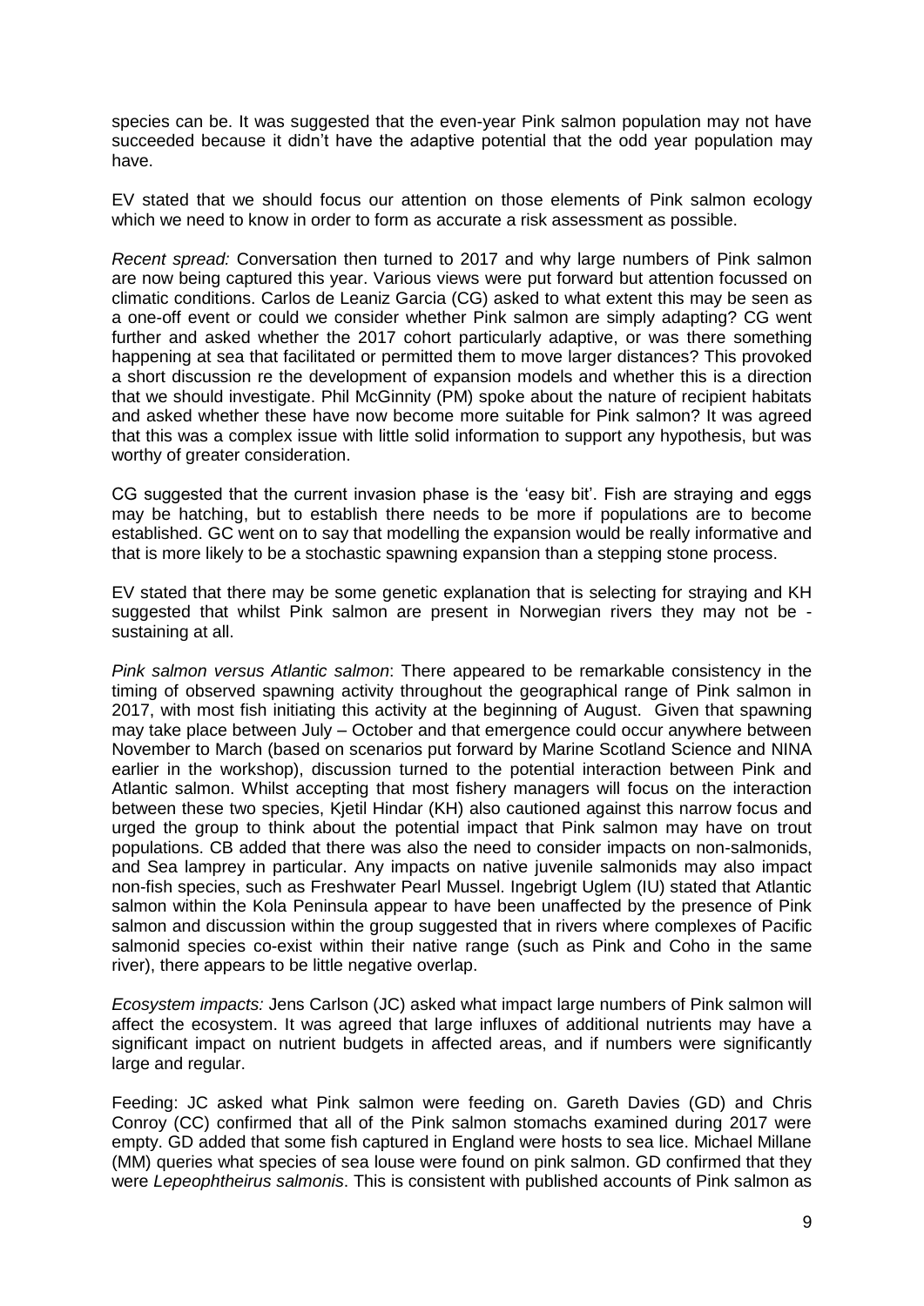species can be. It was suggested that the even-year Pink salmon population may not have succeeded because it didn't have the adaptive potential that the odd year population may have.

EV stated that we should focus our attention on those elements of Pink salmon ecology which we need to know in order to form as accurate a risk assessment as possible.

*Recent spread:* Conversation then turned to 2017 and why large numbers of Pink salmon are now being captured this year. Various views were put forward but attention focussed on climatic conditions. Carlos de Leaniz Garcia (CG) asked to what extent this may be seen as a one-off event or could we consider whether Pink salmon are simply adapting? CG went further and asked whether the 2017 cohort particularly adaptive, or was there something happening at sea that facilitated or permitted them to move larger distances? This provoked a short discussion re the development of expansion models and whether this is a direction that we should investigate. Phil McGinnity (PM) spoke about the nature of recipient habitats and asked whether these have now become more suitable for Pink salmon? It was agreed that this was a complex issue with little solid information to support any hypothesis, but was worthy of greater consideration.

CG suggested that the current invasion phase is the 'easy bit'. Fish are straying and eggs may be hatching, but to establish there needs to be more if populations are to become established. GC went on to say that modelling the expansion would be really informative and that is more likely to be a stochastic spawning expansion than a stepping stone process.

EV stated that there may be some genetic explanation that is selecting for straying and KH suggested that whilst Pink salmon are present in Norwegian rivers they may not be - sustaining at all.

*Pink salmon versus Atlantic salmon*: There appeared to be remarkable consistency in the timing of observed spawning activity throughout the geographical range of Pink salmon in 2017, with most fish initiating this activity at the beginning of August. Given that spawning may take place between July – October and that emergence could occur anywhere between November to March (based on scenarios put forward by Marine Scotland Science and NINA earlier in the workshop), discussion turned to the potential interaction between Pink and Atlantic salmon. Whilst accepting that most fishery managers will focus on the interaction between these two species, Kjetil Hindar (KH) also cautioned against this narrow focus and urged the group to think about the potential impact that Pink salmon may have on trout populations. CB added that there was also the need to consider impacts on non-salmonids, and Sea lamprey in particular. Any impacts on native juvenile salmonids may also impact non-fish species, such as Freshwater Pearl Mussel. Ingebrigt Uglem (IU) stated that Atlantic salmon within the Kola Peninsula appear to have been unaffected by the presence of Pink salmon and discussion within the group suggested that in rivers where complexes of Pacific salmonid species co-exist within their native range (such as Pink and Coho in the same river), there appears to be little negative overlap.

*Ecosystem impacts:* Jens Carlson (JC) asked what impact large numbers of Pink salmon will affect the ecosystem. It was agreed that large influxes of additional nutrients may have a significant impact on nutrient budgets in affected areas, and if numbers were significantly large and regular.

Feeding: JC asked what Pink salmon were feeding on. Gareth Davies (GD) and Chris Conroy (CC) confirmed that all of the Pink salmon stomachs examined during 2017 were empty. GD added that some fish captured in England were hosts to sea lice. Michael Millane (MM) queries what species of sea louse were found on pink salmon. GD confirmed that they were *Lepeophtheirus salmonis*. This is consistent with published accounts of Pink salmon as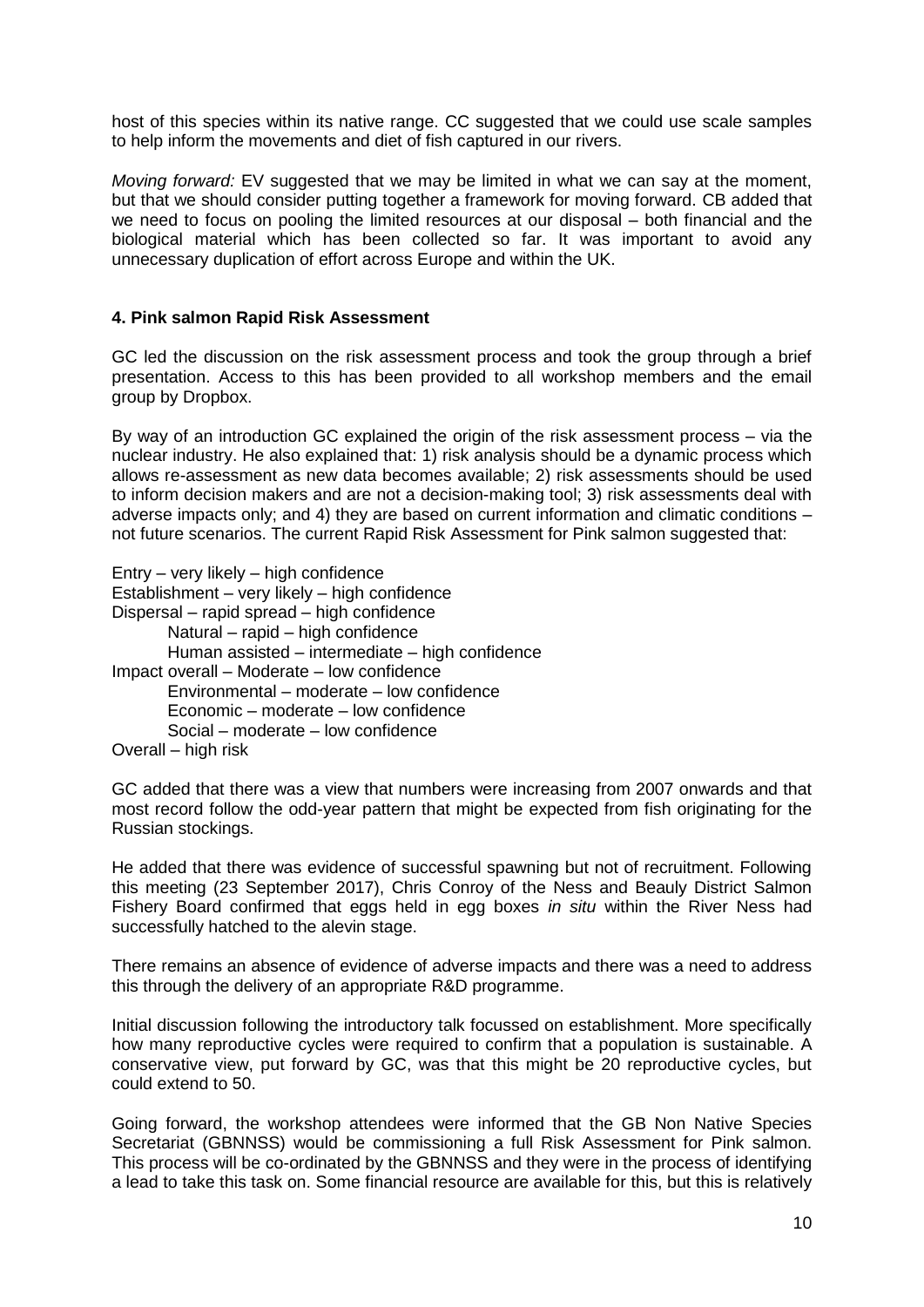host of this species within its native range. CC suggested that we could use scale samples to help inform the movements and diet of fish captured in our rivers.

*Moving forward:* EV suggested that we may be limited in what we can say at the moment, but that we should consider putting together a framework for moving forward. CB added that we need to focus on pooling the limited resources at our disposal – both financial and the biological material which has been collected so far. It was important to avoid any unnecessary duplication of effort across Europe and within the UK.

**4. Pink salmon Rapid Risk Assessment**

GC led the discussion on the risk assessment process and took the group through a brief presentation. Access to this has been provided to all workshop members and the email group by Dropbox.

By way of an introduction GC explained the origin of the risk assessment process – via the nuclear industry. He also explained that: 1) risk analysis should be a dynamic process which allows re-assessment as new data becomes available; 2) risk assessments should be used to inform decision makers and are not a decision-making tool; 3) risk assessments deal with adverse impacts only; and 4) they are based on current information and climatic conditions – not future scenarios. The current Rapid Risk Assessment for Pink salmon suggested that:

Entry – very likely – high confidence
Establishment – very likely – high confidence
Dispersal – rapid spread – high confidence
    Natural – rapid – high confidence
    Human assisted – intermediate – high confidence
Impact overall – Moderate – low confidence
    Environmental – moderate – low confidence
    Economic – moderate – low confidence
    Social – moderate – low confidence
Overall – high risk

GC added that there was a view that numbers were increasing from 2007 onwards and that most record follow the odd-year pattern that might be expected from fish originating for the Russian stockings.

He added that there was evidence of successful spawning but not of recruitment. Following this meeting (23 September 2017), Chris Conroy of the Ness and Beauly District Salmon Fishery Board confirmed that eggs held in egg boxes *in situ* within the River Ness had successfully hatched to the alevin stage.

There remains an absence of evidence of adverse impacts and there was a need to address this through the delivery of an appropriate R&D programme.

Initial discussion following the introductory talk focussed on establishment. More specifically how many reproductive cycles were required to confirm that a population is sustainable. A conservative view, put forward by GC, was that this might be 20 reproductive cycles, but could extend to 50.

Going forward, the workshop attendees were informed that the GB Non Native Species Secretariat (GBNNSS) would be commissioning a full Risk Assessment for Pink salmon. This process will be co-ordinated by the GBNNSS and they were in the process of identifying a lead to take this task on. Some financial resource are available for this, but this is relatively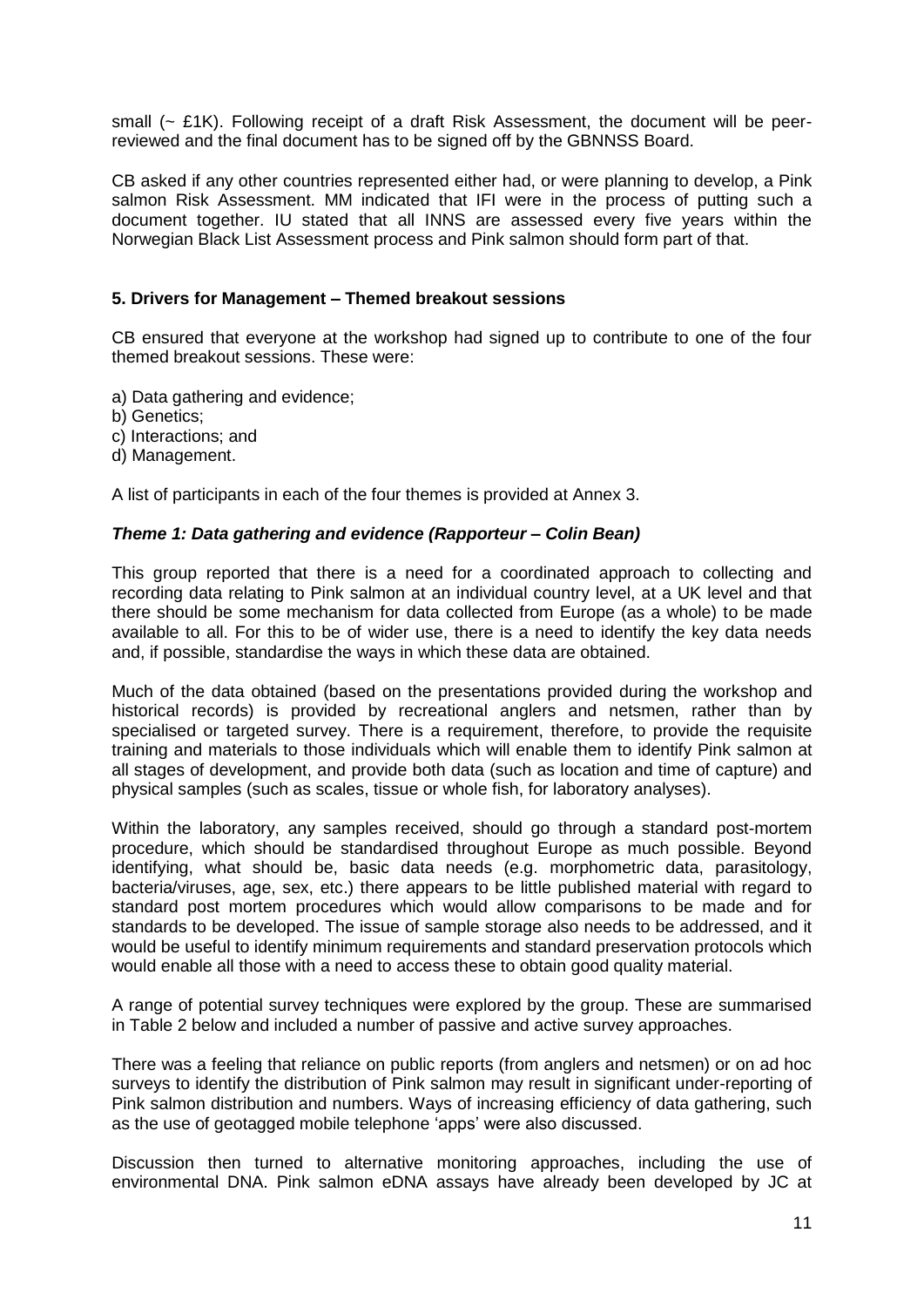small (~ £1K). Following receipt of a draft Risk Assessment, the document will be peer-reviewed and the final document has to be signed off by the GBNNSS Board.

CB asked if any other countries represented either had, or were planning to develop, a Pink salmon Risk Assessment. MM indicated that IFI were in the process of putting such a document together. IU stated that all INNS are assessed every five years within the Norwegian Black List Assessment process and Pink salmon should form part of that.

## 5. Drivers for Management – Themed breakout sessions

CB ensured that everyone at the workshop had signed up to contribute to one of the four themed breakout sessions. These were:

a) Data gathering and evidence;
b) Genetics;
c) Interactions; and
d) Management.

A list of participants in each of the four themes is provided at Annex 3.

### *Theme 1: Data gathering and evidence (Rapporteur – Colin Bean)*

This group reported that there is a need for a coordinated approach to collecting and recording data relating to Pink salmon at an individual country level, at a UK level and that there should be some mechanism for data collected from Europe (as a whole) to be made available to all. For this to be of wider use, there is a need to identify the key data needs and, if possible, standardise the ways in which these data are obtained.

Much of the data obtained (based on the presentations provided during the workshop and historical records) is provided by recreational anglers and netsmen, rather than by specialised or targeted survey. There is a requirement, therefore, to provide the requisite training and materials to those individuals which will enable them to identify Pink salmon at all stages of development, and provide both data (such as location and time of capture) and physical samples (such as scales, tissue or whole fish, for laboratory analyses).

Within the laboratory, any samples received, should go through a standard post-mortem procedure, which should be standardised throughout Europe as much possible. Beyond identifying, what should be, basic data needs (e.g. morphometric data, parasitology, bacteria/viruses, age, sex, etc.) there appears to be little published material with regard to standard post mortem procedures which would allow comparisons to be made and for standards to be developed. The issue of sample storage also needs to be addressed, and it would be useful to identify minimum requirements and standard preservation protocols which would enable all those with a need to access these to obtain good quality material.

A range of potential survey techniques were explored by the group. These are summarised in Table 2 below and included a number of passive and active survey approaches.

There was a feeling that reliance on public reports (from anglers and netsmen) or on ad hoc surveys to identify the distribution of Pink salmon may result in significant under-reporting of Pink salmon distribution and numbers. Ways of increasing efficiency of data gathering, such as the use of geotagged mobile telephone 'apps' were also discussed.

Discussion then turned to alternative monitoring approaches, including the use of environmental DNA. Pink salmon eDNA assays have already been developed by JC at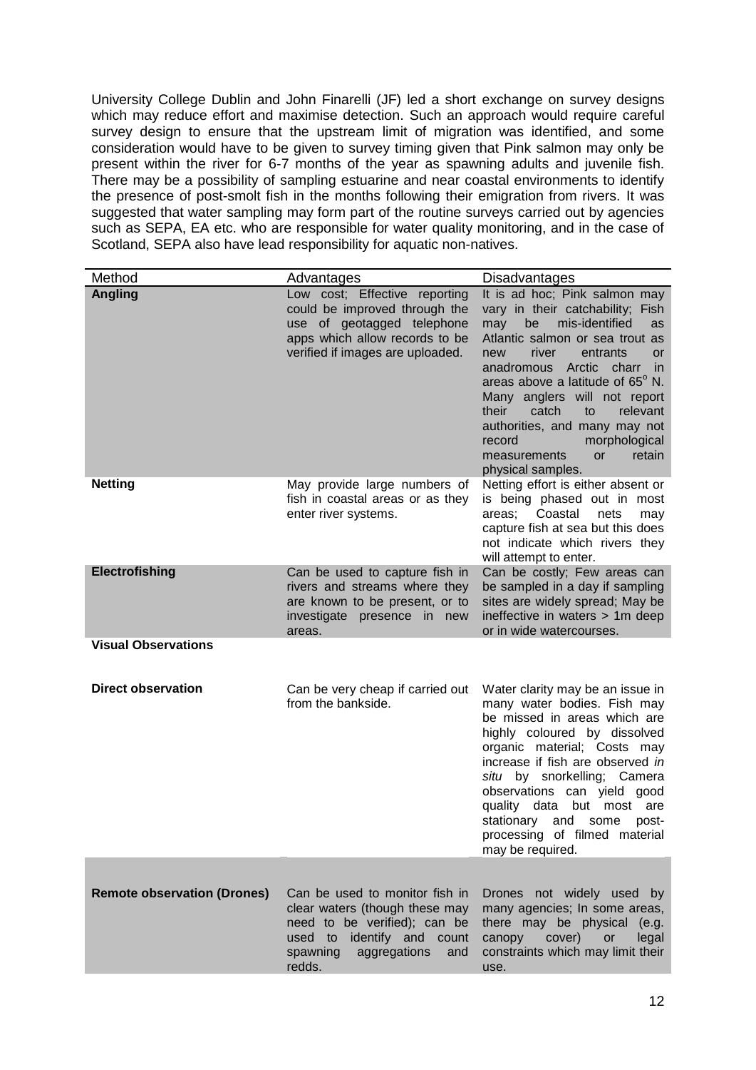University College Dublin and John Finarelli (JF) led a short exchange on survey designs which may reduce effort and maximise detection. Such an approach would require careful survey design to ensure that the upstream limit of migration was identified, and some consideration would have to be given to survey timing given that Pink salmon may only be present within the river for 6-7 months of the year as spawning adults and juvenile fish. There may be a possibility of sampling estuarine and near coastal environments to identify the presence of post-smolt fish in the months following their emigration from rivers. It was suggested that water sampling may form part of the routine surveys carried out by agencies such as SEPA, EA etc. who are responsible for water quality monitoring, and in the case of Scotland, SEPA also have lead responsibility for aquatic non-natives.

| Method | Advantages | Disadvantages |
|---|---|---|
| **Angling** | Low cost; Effective reporting could be improved through the use of geotagged telephone apps which allow records to be verified if images are uploaded. | It is ad hoc; Pink salmon may vary in their catchability; Fish may be mis-identified as Atlantic salmon or sea trout as new river entrants or anadromous Arctic charr in areas above a latitude of 65° N. Many anglers will not report their catch to relevant authorities, and many may not record morphological measurements or retain physical samples. |
| **Netting** | May provide large numbers of fish in coastal areas or as they enter river systems. | Netting effort is either absent or is being phased out in most areas; Coastal nets may capture fish at sea but this does not indicate which rivers they will attempt to enter. |
| **Electrofishing** | Can be used to capture fish in rivers and streams where they are known to be present, or to investigate presence in new areas. | Can be costly; Few areas can be sampled in a day if sampling sites are widely spread; May be ineffective in waters > 1m deep or in wide watercourses. |
| **Visual Observations** | | |
| **Direct observation** | Can be very cheap if carried out from the bankside. | Water clarity may be an issue in many water bodies. Fish may be missed in areas which are highly coloured by dissolved organic material; Costs may increase if fish are observed *in situ* by snorkelling; Camera observations can yield good quality data but most are stationary and some post-processing of filmed material may be required. |
| **Remote observation (Drones)** | Can be used to monitor fish in clear waters (though these may need to be verified); can be used to identify and count spawning aggregations and redds. | Drones not widely used by many agencies; In some areas, there may be physical (e.g. canopy cover) or legal constraints which may limit their use. |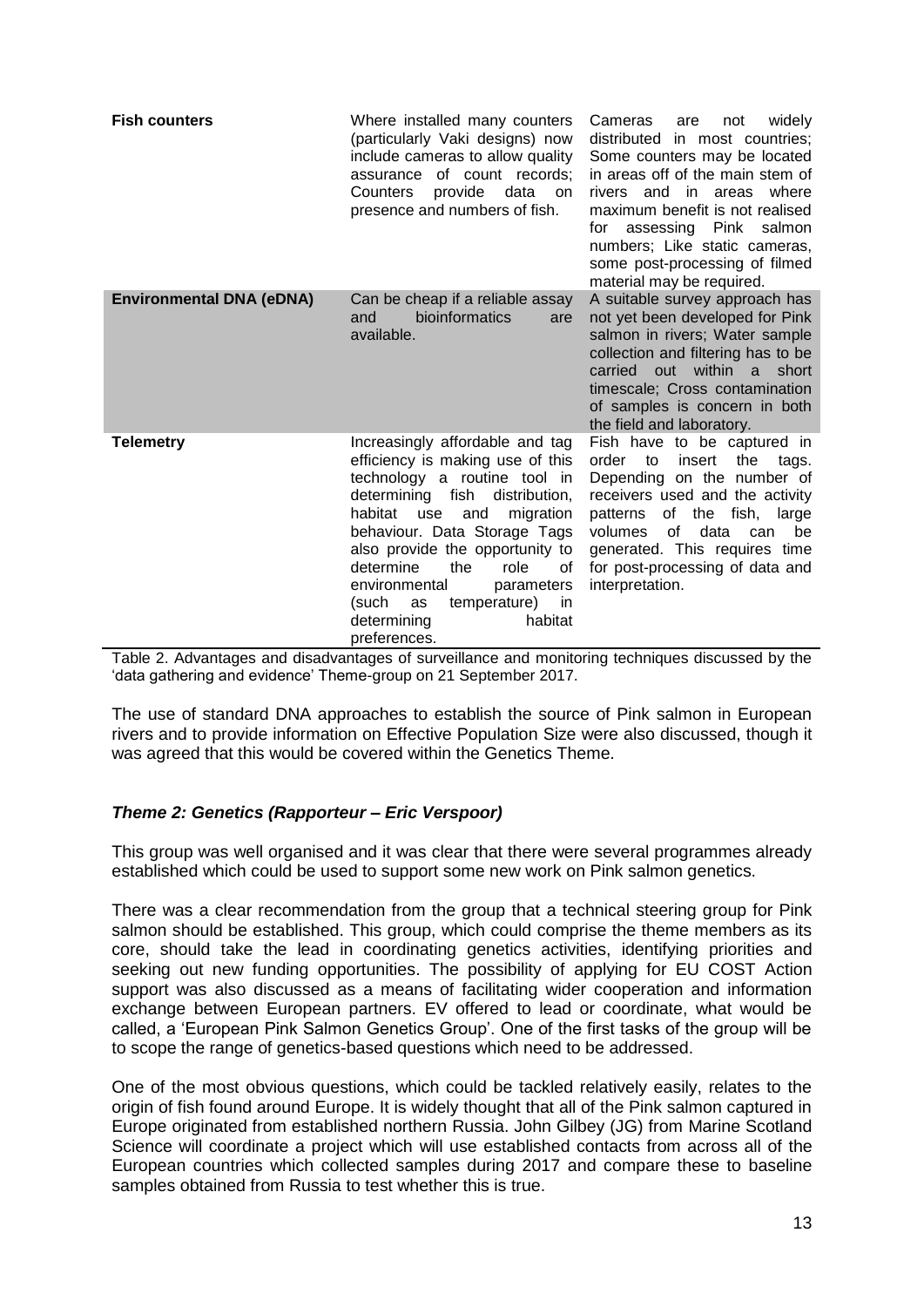| | | |
|---|---|---|
| **Fish counters** | Where installed many counters (particularly Vaki designs) now include cameras to allow quality assurance of count records; Counters provide data on presence and numbers of fish. | Cameras are not widely distributed in most countries; Some counters may be located in areas off of the main stem of rivers and in areas where maximum benefit is not realised for assessing Pink salmon numbers; Like static cameras, some post-processing of filmed material may be required. |
| **Environmental DNA (eDNA)** | Can be cheap if a reliable assay and bioinformatics are available. | A suitable survey approach has not yet been developed for Pink salmon in rivers; Water sample collection and filtering has to be carried out within a short timescale; Cross contamination of samples is concern in both the field and laboratory. |
| **Telemetry** | Increasingly affordable and tag efficiency is making use of this technology a routine tool in determining fish distribution, habitat use and migration behaviour. Data Storage Tags also provide the opportunity to determine the role of environmental parameters (such as temperature) in determining habitat preferences. | Fish have to be captured in order to insert the tags. Depending on the number of receivers used and the activity patterns of the fish, large volumes of data can be generated. This requires time for post-processing of data and interpretation. |

Table 2. Advantages and disadvantages of surveillance and monitoring techniques discussed by the 'data gathering and evidence' Theme-group on 21 September 2017.

The use of standard DNA approaches to establish the source of Pink salmon in European rivers and to provide information on Effective Population Size were also discussed, though it was agreed that this would be covered within the Genetics Theme.

### *Theme 2: Genetics (Rapporteur – Eric Verspoor)*

This group was well organised and it was clear that there were several programmes already established which could be used to support some new work on Pink salmon genetics.

There was a clear recommendation from the group that a technical steering group for Pink salmon should be established. This group, which could comprise the theme members as its core, should take the lead in coordinating genetics activities, identifying priorities and seeking out new funding opportunities. The possibility of applying for EU COST Action support was also discussed as a means of facilitating wider cooperation and information exchange between European partners. EV offered to lead or coordinate, what would be called, a 'European Pink Salmon Genetics Group'. One of the first tasks of the group will be to scope the range of genetics-based questions which need to be addressed.

One of the most obvious questions, which could be tackled relatively easily, relates to the origin of fish found around Europe. It is widely thought that all of the Pink salmon captured in Europe originated from established northern Russia. John Gilbey (JG) from Marine Scotland Science will coordinate a project which will use established contacts from across all of the European countries which collected samples during 2017 and compare these to baseline samples obtained from Russia to test whether this is true.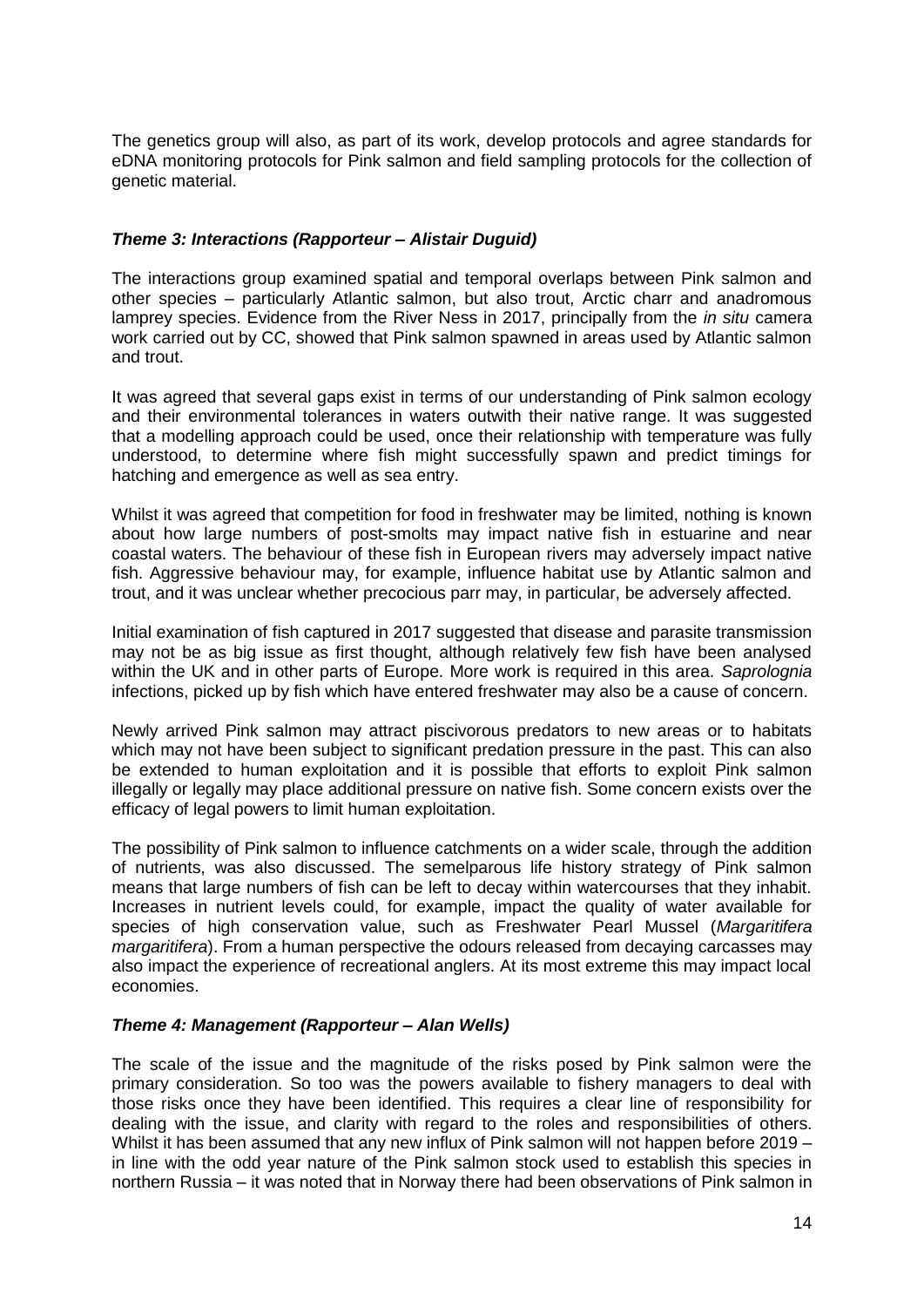The genetics group will also, as part of its work, develop protocols and agree standards for eDNA monitoring protocols for Pink salmon and field sampling protocols for the collection of genetic material.

### *Theme 3: Interactions (Rapporteur – Alistair Duguid)*

The interactions group examined spatial and temporal overlaps between Pink salmon and other species – particularly Atlantic salmon, but also trout, Arctic charr and anadromous lamprey species. Evidence from the River Ness in 2017, principally from the *in situ* camera work carried out by CC, showed that Pink salmon spawned in areas used by Atlantic salmon and trout.

It was agreed that several gaps exist in terms of our understanding of Pink salmon ecology and their environmental tolerances in waters outwith their native range. It was suggested that a modelling approach could be used, once their relationship with temperature was fully understood, to determine where fish might successfully spawn and predict timings for hatching and emergence as well as sea entry.

Whilst it was agreed that competition for food in freshwater may be limited, nothing is known about how large numbers of post-smolts may impact native fish in estuarine and near coastal waters. The behaviour of these fish in European rivers may adversely impact native fish. Aggressive behaviour may, for example, influence habitat use by Atlantic salmon and trout, and it was unclear whether precocious parr may, in particular, be adversely affected.

Initial examination of fish captured in 2017 suggested that disease and parasite transmission may not be as big issue as first thought, although relatively few fish have been analysed within the UK and in other parts of Europe. More work is required in this area. *Saprolognia* infections, picked up by fish which have entered freshwater may also be a cause of concern.

Newly arrived Pink salmon may attract piscivorous predators to new areas or to habitats which may not have been subject to significant predation pressure in the past. This can also be extended to human exploitation and it is possible that efforts to exploit Pink salmon illegally or legally may place additional pressure on native fish. Some concern exists over the efficacy of legal powers to limit human exploitation.

The possibility of Pink salmon to influence catchments on a wider scale, through the addition of nutrients, was also discussed. The semelparous life history strategy of Pink salmon means that large numbers of fish can be left to decay within watercourses that they inhabit. Increases in nutrient levels could, for example, impact the quality of water available for species of high conservation value, such as Freshwater Pearl Mussel (*Margaritifera margaritifera*). From a human perspective the odours released from decaying carcasses may also impact the experience of recreational anglers. At its most extreme this may impact local economies.

### *Theme 4: Management (Rapporteur – Alan Wells)*

The scale of the issue and the magnitude of the risks posed by Pink salmon were the primary consideration. So too was the powers available to fishery managers to deal with those risks once they have been identified. This requires a clear line of responsibility for dealing with the issue, and clarity with regard to the roles and responsibilities of others. Whilst it has been assumed that any new influx of Pink salmon will not happen before 2019 – in line with the odd year nature of the Pink salmon stock used to establish this species in northern Russia – it was noted that in Norway there had been observations of Pink salmon in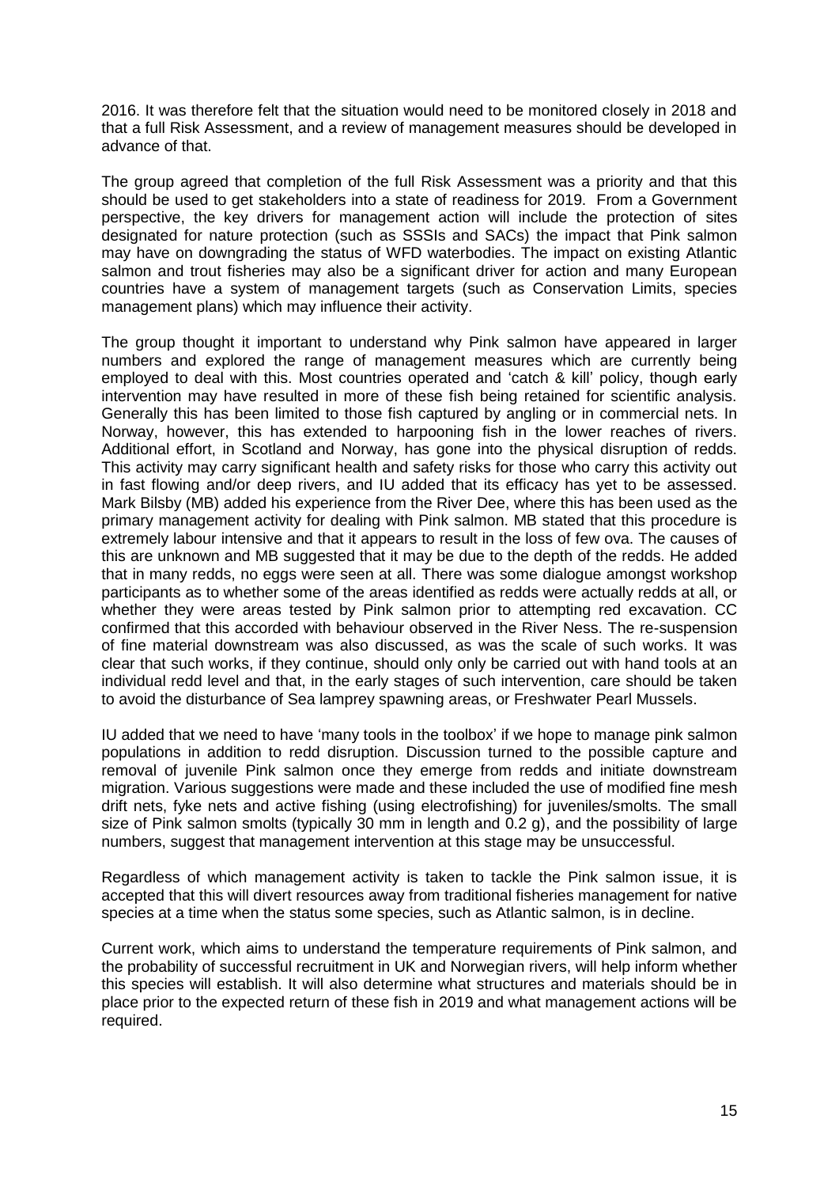2016. It was therefore felt that the situation would need to be monitored closely in 2018 and that a full Risk Assessment, and a review of management measures should be developed in advance of that.

The group agreed that completion of the full Risk Assessment was a priority and that this should be used to get stakeholders into a state of readiness for 2019. From a Government perspective, the key drivers for management action will include the protection of sites designated for nature protection (such as SSSIs and SACs) the impact that Pink salmon may have on downgrading the status of WFD waterbodies. The impact on existing Atlantic salmon and trout fisheries may also be a significant driver for action and many European countries have a system of management targets (such as Conservation Limits, species management plans) which may influence their activity.

The group thought it important to understand why Pink salmon have appeared in larger numbers and explored the range of management measures which are currently being employed to deal with this. Most countries operated and 'catch & kill' policy, though early intervention may have resulted in more of these fish being retained for scientific analysis. Generally this has been limited to those fish captured by angling or in commercial nets. In Norway, however, this has extended to harpooning fish in the lower reaches of rivers. Additional effort, in Scotland and Norway, has gone into the physical disruption of redds. This activity may carry significant health and safety risks for those who carry this activity out in fast flowing and/or deep rivers, and IU added that its efficacy has yet to be assessed. Mark Bilsby (MB) added his experience from the River Dee, where this has been used as the primary management activity for dealing with Pink salmon. MB stated that this procedure is extremely labour intensive and that it appears to result in the loss of few ova. The causes of this are unknown and MB suggested that it may be due to the depth of the redds. He added that in many redds, no eggs were seen at all. There was some dialogue amongst workshop participants as to whether some of the areas identified as redds were actually redds at all, or whether they were areas tested by Pink salmon prior to attempting red excavation. CC confirmed that this accorded with behaviour observed in the River Ness. The re-suspension of fine material downstream was also discussed, as was the scale of such works. It was clear that such works, if they continue, should only only be carried out with hand tools at an individual redd level and that, in the early stages of such intervention, care should be taken to avoid the disturbance of Sea lamprey spawning areas, or Freshwater Pearl Mussels.

IU added that we need to have 'many tools in the toolbox' if we hope to manage pink salmon populations in addition to redd disruption. Discussion turned to the possible capture and removal of juvenile Pink salmon once they emerge from redds and initiate downstream migration. Various suggestions were made and these included the use of modified fine mesh drift nets, fyke nets and active fishing (using electrofishing) for juveniles/smolts. The small size of Pink salmon smolts (typically 30 mm in length and 0.2 g), and the possibility of large numbers, suggest that management intervention at this stage may be unsuccessful.

Regardless of which management activity is taken to tackle the Pink salmon issue, it is accepted that this will divert resources away from traditional fisheries management for native species at a time when the status some species, such as Atlantic salmon, is in decline.

Current work, which aims to understand the temperature requirements of Pink salmon, and the probability of successful recruitment in UK and Norwegian rivers, will help inform whether this species will establish. It will also determine what structures and materials should be in place prior to the expected return of these fish in 2019 and what management actions will be required.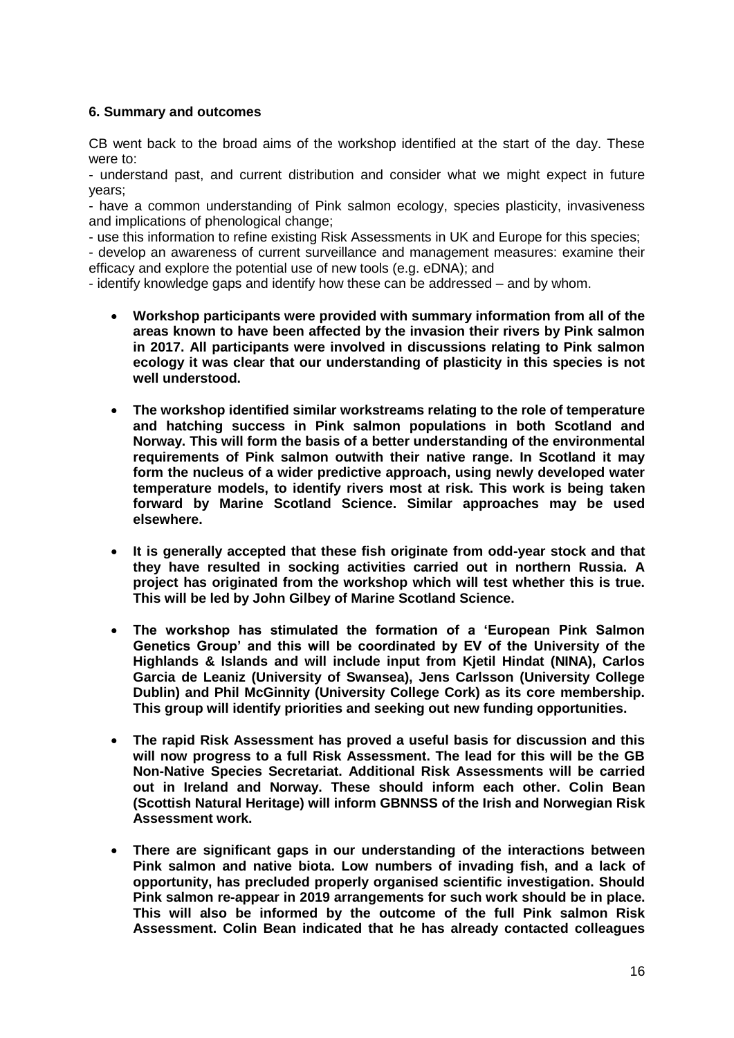### 6. Summary and outcomes

CB went back to the broad aims of the workshop identified at the start of the day. These were to:

- understand past, and current distribution and consider what we might expect in future years;
- have a common understanding of Pink salmon ecology, species plasticity, invasiveness and implications of phenological change;
- use this information to refine existing Risk Assessments in UK and Europe for this species;
- develop an awareness of current surveillance and management measures: examine their efficacy and explore the potential use of new tools (e.g. eDNA); and
- identify knowledge gaps and identify how these can be addressed – and by whom.

- **Workshop participants were provided with summary information from all of the areas known to have been affected by the invasion their rivers by Pink salmon in 2017. All participants were involved in discussions relating to Pink salmon ecology it was clear that our understanding of plasticity in this species is not well understood.**

- **The workshop identified similar workstreams relating to the role of temperature and hatching success in Pink salmon populations in both Scotland and Norway. This will form the basis of a better understanding of the environmental requirements of Pink salmon outwith their native range. In Scotland it may form the nucleus of a wider predictive approach, using newly developed water temperature models, to identify rivers most at risk. This work is being taken forward by Marine Scotland Science. Similar approaches may be used elsewhere.**

- **It is generally accepted that these fish originate from odd-year stock and that they have resulted in socking activities carried out in northern Russia. A project has originated from the workshop which will test whether this is true. This will be led by John Gilbey of Marine Scotland Science.**

- **The workshop has stimulated the formation of a 'European Pink Salmon Genetics Group' and this will be coordinated by EV of the University of the Highlands & Islands and will include input from Kjetil Hindat (NINA), Carlos Garcia de Leaniz (University of Swansea), Jens Carlsson (University College Dublin) and Phil McGinnity (University College Cork) as its core membership. This group will identify priorities and seeking out new funding opportunities.**

- **The rapid Risk Assessment has proved a useful basis for discussion and this will now progress to a full Risk Assessment. The lead for this will be the GB Non-Native Species Secretariat. Additional Risk Assessments will be carried out in Ireland and Norway. These should inform each other. Colin Bean (Scottish Natural Heritage) will inform GBNNSS of the Irish and Norwegian Risk Assessment work.**

- **There are significant gaps in our understanding of the interactions between Pink salmon and native biota. Low numbers of invading fish, and a lack of opportunity, has precluded properly organised scientific investigation. Should Pink salmon re-appear in 2019 arrangements for such work should be in place. This will also be informed by the outcome of the full Pink salmon Risk Assessment. Colin Bean indicated that he has already contacted colleagues**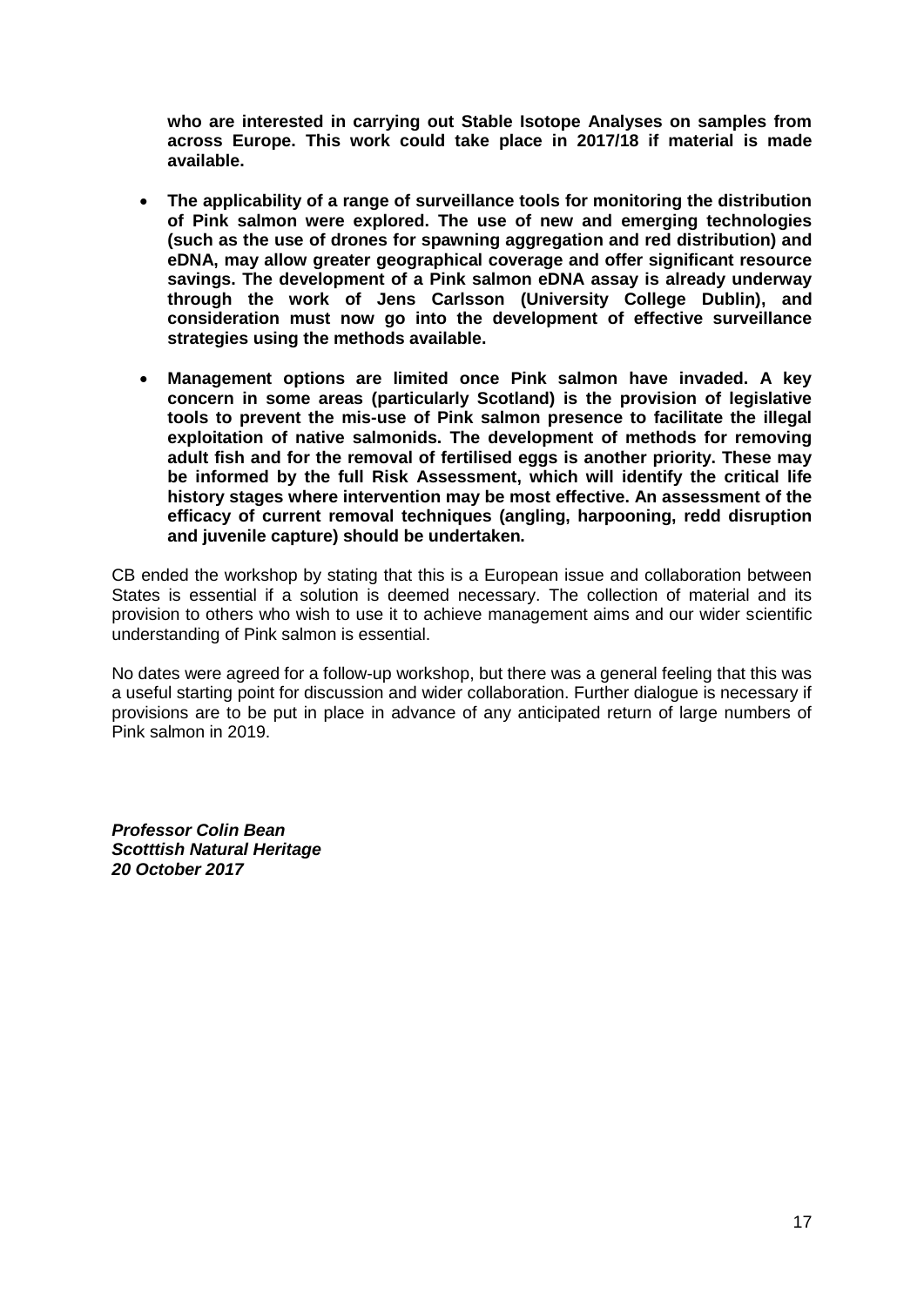**who are interested in carrying out Stable Isotope Analyses on samples from across Europe. This work could take place in 2017/18 if material is made available.**

- **The applicability of a range of surveillance tools for monitoring the distribution of Pink salmon were explored. The use of new and emerging technologies (such as the use of drones for spawning aggregation and red distribution) and eDNA, may allow greater geographical coverage and offer significant resource savings. The development of a Pink salmon eDNA assay is already underway through the work of Jens Carlsson (University College Dublin), and consideration must now go into the development of effective surveillance strategies using the methods available.**
- **Management options are limited once Pink salmon have invaded. A key concern in some areas (particularly Scotland) is the provision of legislative tools to prevent the mis-use of Pink salmon presence to facilitate the illegal exploitation of native salmonids. The development of methods for removing adult fish and for the removal of fertilised eggs is another priority. These may be informed by the full Risk Assessment, which will identify the critical life history stages where intervention may be most effective. An assessment of the efficacy of current removal techniques (angling, harpooning, redd disruption and juvenile capture) should be undertaken.**

CB ended the workshop by stating that this is a European issue and collaboration between States is essential if a solution is deemed necessary. The collection of material and its provision to others who wish to use it to achieve management aims and our wider scientific understanding of Pink salmon is essential.

No dates were agreed for a follow-up workshop, but there was a general feeling that this was a useful starting point for discussion and wider collaboration. Further dialogue is necessary if provisions are to be put in place in advance of any anticipated return of large numbers of Pink salmon in 2019.

***Professor Colin Bean***
***Scotttish Natural Heritage***
***20 October 2017***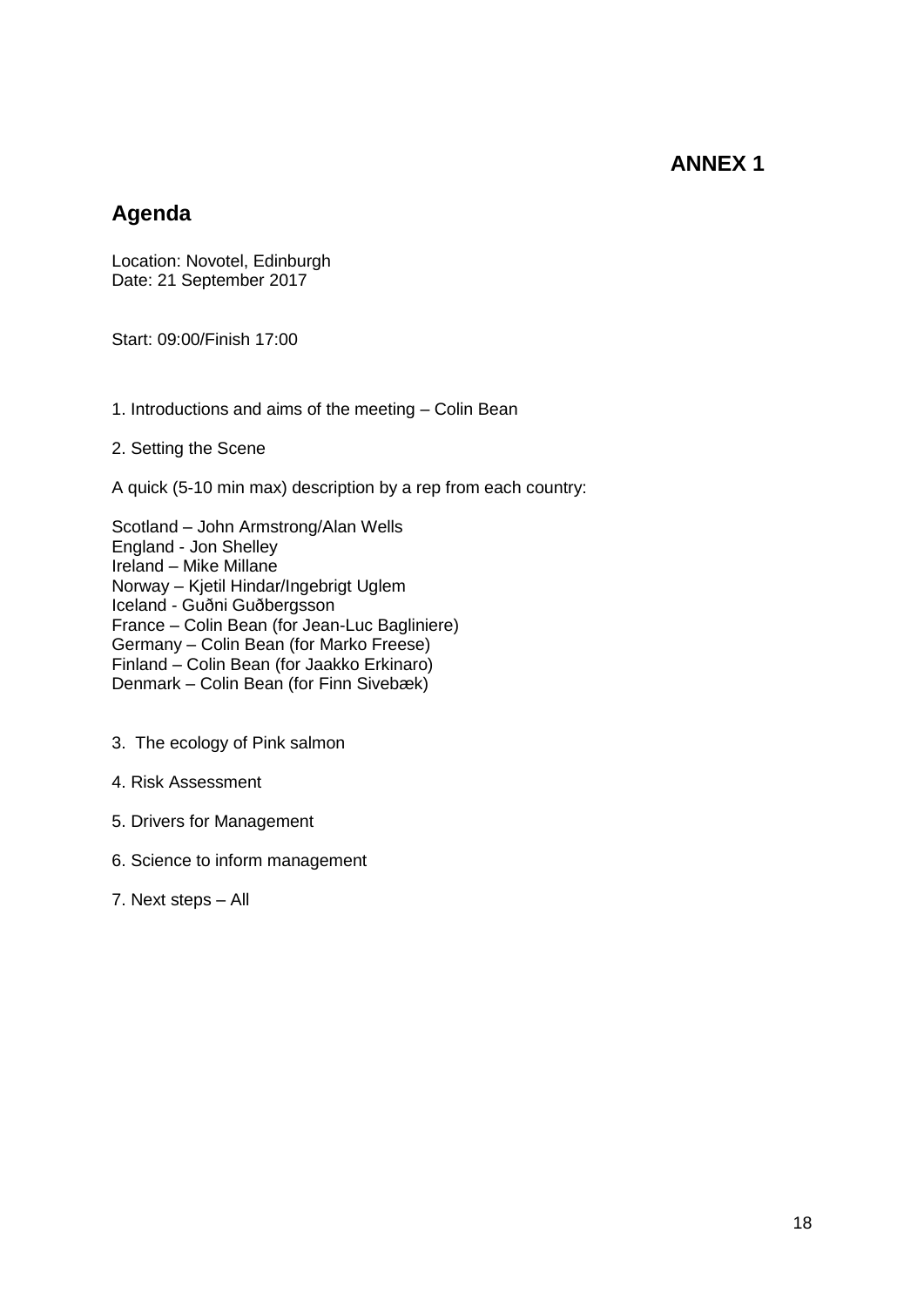# ANNEX 1

## Agenda

Location: Novotel, Edinburgh
Date: 21 September 2017

Start: 09:00/Finish 17:00

1. Introductions and aims of the meeting – Colin Bean

2. Setting the Scene

A quick (5-10 min max) description by a rep from each country:

Scotland – John Armstrong/Alan Wells
England - Jon Shelley
Ireland – Mike Millane
Norway – Kjetil Hindar/Ingebrigt Uglem
Iceland - Guðni Guðbergsson
France – Colin Bean (for Jean-Luc Bagliniere)
Germany – Colin Bean (for Marko Freese)
Finland – Colin Bean (for Jaakko Erkinaro)
Denmark – Colin Bean (for Finn Sivebæk)

3. The ecology of Pink salmon

4. Risk Assessment

5. Drivers for Management

6. Science to inform management

7. Next steps – All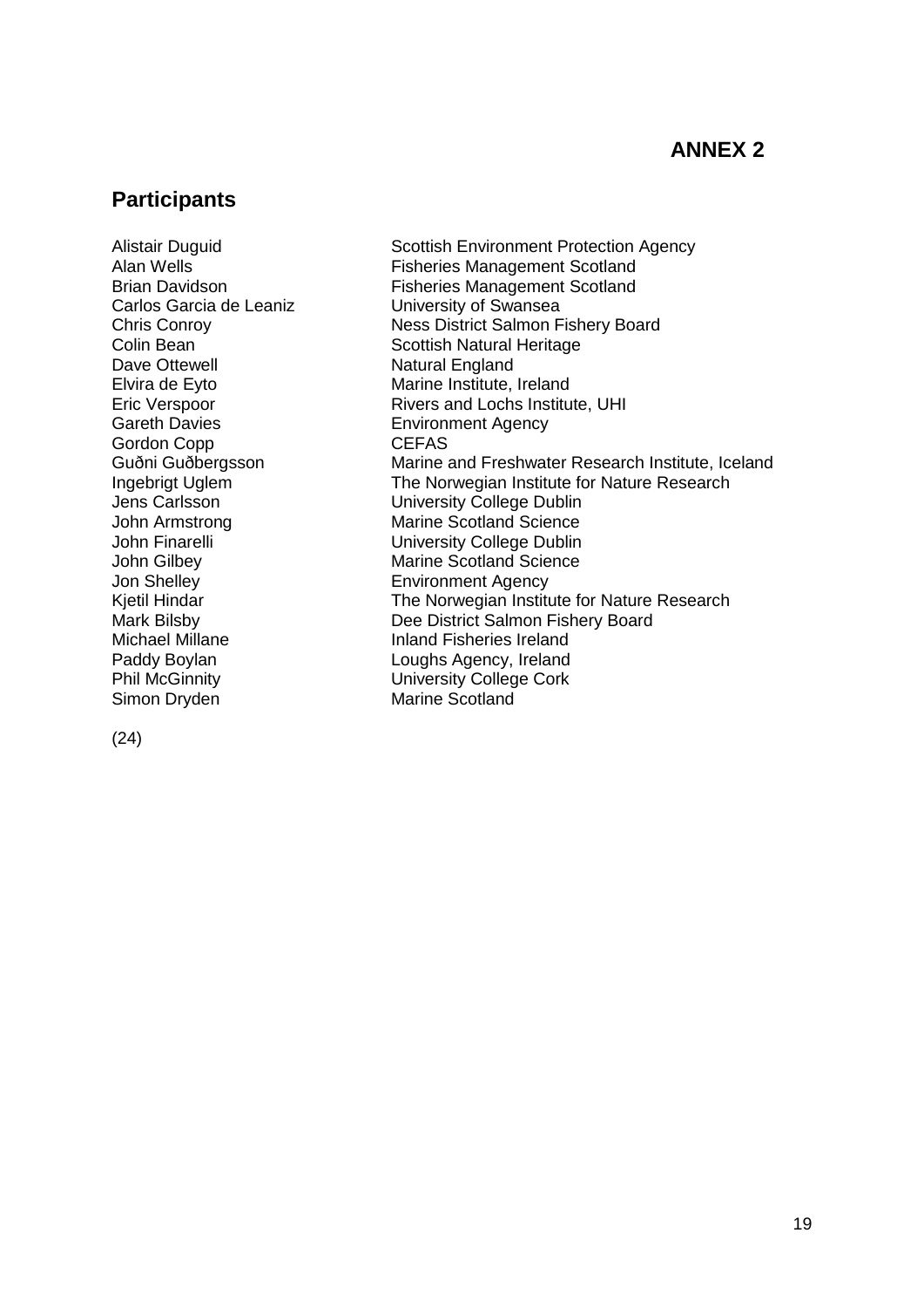# ANNEX 2

## Participants

| | |
|---|---|
| Alistair Duguid | Scottish Environment Protection Agency |
| Alan Wells | Fisheries Management Scotland |
| Brian Davidson | Fisheries Management Scotland |
| Carlos Garcia de Leaniz | University of Swansea |
| Chris Conroy | Ness District Salmon Fishery Board |
| Colin Bean | Scottish Natural Heritage |
| Dave Ottewell | Natural England |
| Elvira de Eyto | Marine Institute, Ireland |
| Eric Verspoor | Rivers and Lochs Institute, UHI |
| Gareth Davies | Environment Agency |
| Gordon Copp | CEFAS |
| Guðni Guðbergsson | Marine and Freshwater Research Institute, Iceland |
| Ingebrigt Uglem | The Norwegian Institute for Nature Research |
| Jens Carlsson | University College Dublin |
| John Armstrong | Marine Scotland Science |
| John Finarelli | University College Dublin |
| John Gilbey | Marine Scotland Science |
| Jon Shelley | Environment Agency |
| Kjetil Hindar | The Norwegian Institute for Nature Research |
| Mark Bilsby | Dee District Salmon Fishery Board |
| Michael Millane | Inland Fisheries Ireland |
| Paddy Boylan | Loughs Agency, Ireland |
| Phil McGinnity | University College Cork |
| Simon Dryden | Marine Scotland |

(24)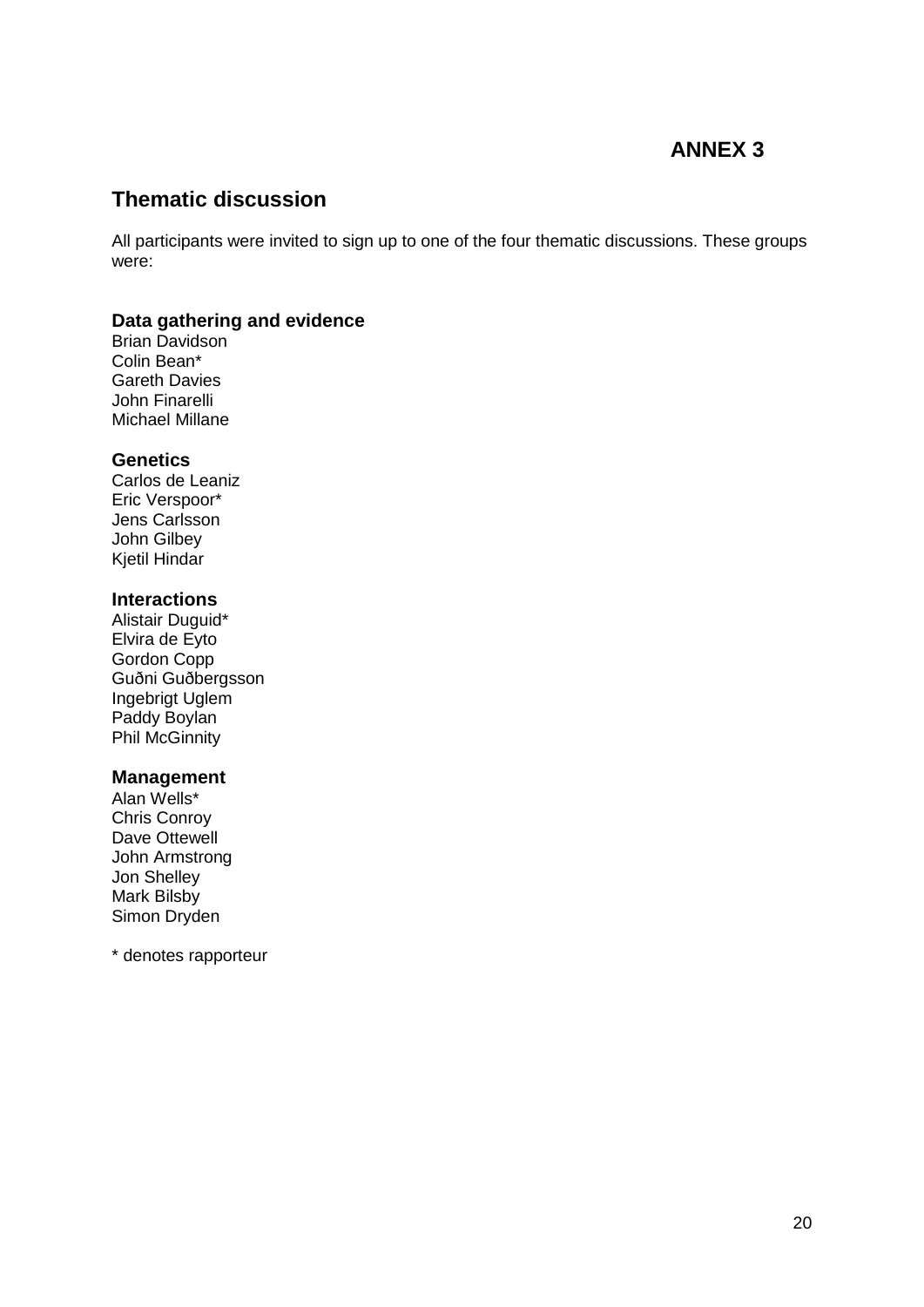# ANNEX 3

## Thematic discussion

All participants were invited to sign up to one of the four thematic discussions. These groups were:

**Data gathering and evidence**
Brian Davidson
Colin Bean*
Gareth Davies
John Finarelli
Michael Millane

**Genetics**
Carlos de Leaniz
Eric Verspoor*
Jens Carlsson
John Gilbey
Kjetil Hindar

**Interactions**
Alistair Duguid*
Elvira de Eyto
Gordon Copp
Guðni Guðbergsson
Ingebrigt Uglem
Paddy Boylan
Phil McGinnity

**Management**
Alan Wells*
Chris Conroy
Dave Ottewell
John Armstrong
Jon Shelley
Mark Bilsby
Simon Dryden

\* denotes rapporteur